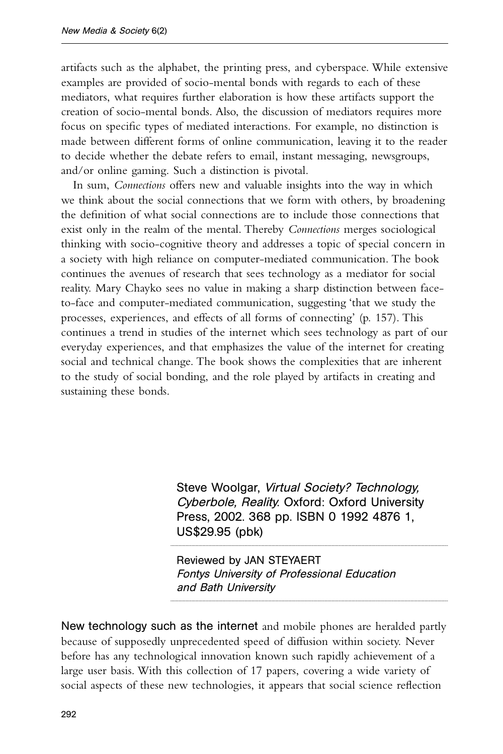artifacts such as the alphabet, the printing press, and cyberspace. While extensive examples are provided of socio-mental bonds with regards to each of these mediators, what requires further elaboration is how these artifacts support the creation of socio-mental bonds. Also, the discussion of mediators requires more focus on specific types of mediated interactions. For example, no distinction is made between different forms of online communication, leaving it to the reader to decide whether the debate refers to email, instant messaging, newsgroups, and/or online gaming. Such a distinction is pivotal.

In sum, *Connections* offers new and valuable insights into the way in which we think about the social connections that we form with others, by broadening the definition of what social connections are to include those connections that exist only in the realm of the mental. Thereby *Connections* merges sociological thinking with socio-cognitive theory and addresses a topic of special concern in a society with high reliance on computer-mediated communication. The book continues the avenues of research that sees technology as a mediator for social reality. Mary Chayko sees no value in making a sharp distinction between face-to-face and computer-mediated communication, suggesting 'that we study the processes, experiences, and effects of all forms of connecting' (p. 157). This continues a trend in studies of the internet which sees technology as part of our everyday experiences, and that emphasizes the value of the internet for creating social and technical change. The book shows the complexities that are inherent to the study of social bonding, and the role played by artifacts in creating and sustaining these bonds.

## Steve Woolgar, *Virtual Society? Technology, Cyberbole, Reality.* Oxford: Oxford University Press, 2002. 368 pp. ISBN 0 1992 4876 1, US$29.95 (pbk)

Reviewed by JAN STEYAERT
*Fontys University of Professional Education and Bath University*

**New technology such as the internet** and mobile phones are heralded partly because of supposedly unprecedented speed of diffusion within society. Never before has any technological innovation known such rapidly achievement of a large user basis. With this collection of 17 papers, covering a wide variety of social aspects of these new technologies, it appears that social science reflection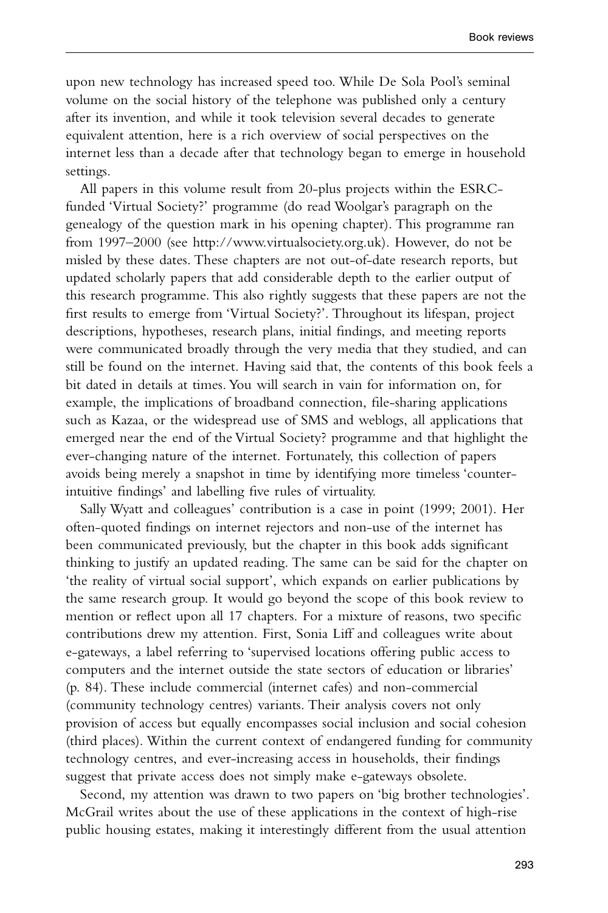upon new technology has increased speed too. While De Sola Pool's seminal volume on the social history of the telephone was published only a century after its invention, and while it took television several decades to generate equivalent attention, here is a rich overview of social perspectives on the internet less than a decade after that technology began to emerge in household settings.

All papers in this volume result from 20-plus projects within the ESRC-funded 'Virtual Society?' programme (do read Woolgar's paragraph on the genealogy of the question mark in his opening chapter). This programme ran from 1997–2000 (see http://www.virtualsociety.org.uk). However, do not be misled by these dates. These chapters are not out-of-date research reports, but updated scholarly papers that add considerable depth to the earlier output of this research programme. This also rightly suggests that these papers are not the first results to emerge from 'Virtual Society?'. Throughout its lifespan, project descriptions, hypotheses, research plans, initial findings, and meeting reports were communicated broadly through the very media that they studied, and can still be found on the internet. Having said that, the contents of this book feels a bit dated in details at times. You will search in vain for information on, for example, the implications of broadband connection, file-sharing applications such as Kazaa, or the widespread use of SMS and weblogs, all applications that emerged near the end of the Virtual Society? programme and that highlight the ever-changing nature of the internet. Fortunately, this collection of papers avoids being merely a snapshot in time by identifying more timeless 'counter-intuitive findings' and labelling five rules of virtuality.

Sally Wyatt and colleagues' contribution is a case in point (1999; 2001). Her often-quoted findings on internet rejectors and non-use of the internet has been communicated previously, but the chapter in this book adds significant thinking to justify an updated reading. The same can be said for the chapter on 'the reality of virtual social support', which expands on earlier publications by the same research group. It would go beyond the scope of this book review to mention or reflect upon all 17 chapters. For a mixture of reasons, two specific contributions drew my attention. First, Sonia Liff and colleagues write about e-gateways, a label referring to 'supervised locations offering public access to computers and the internet outside the state sectors of education or libraries' (p. 84). These include commercial (internet cafes) and non-commercial (community technology centres) variants. Their analysis covers not only provision of access but equally encompasses social inclusion and social cohesion (third places). Within the current context of endangered funding for community technology centres, and ever-increasing access in households, their findings suggest that private access does not simply make e-gateways obsolete.

Second, my attention was drawn to two papers on 'big brother technologies'. McGrail writes about the use of these applications in the context of high-rise public housing estates, making it interestingly different from the usual attention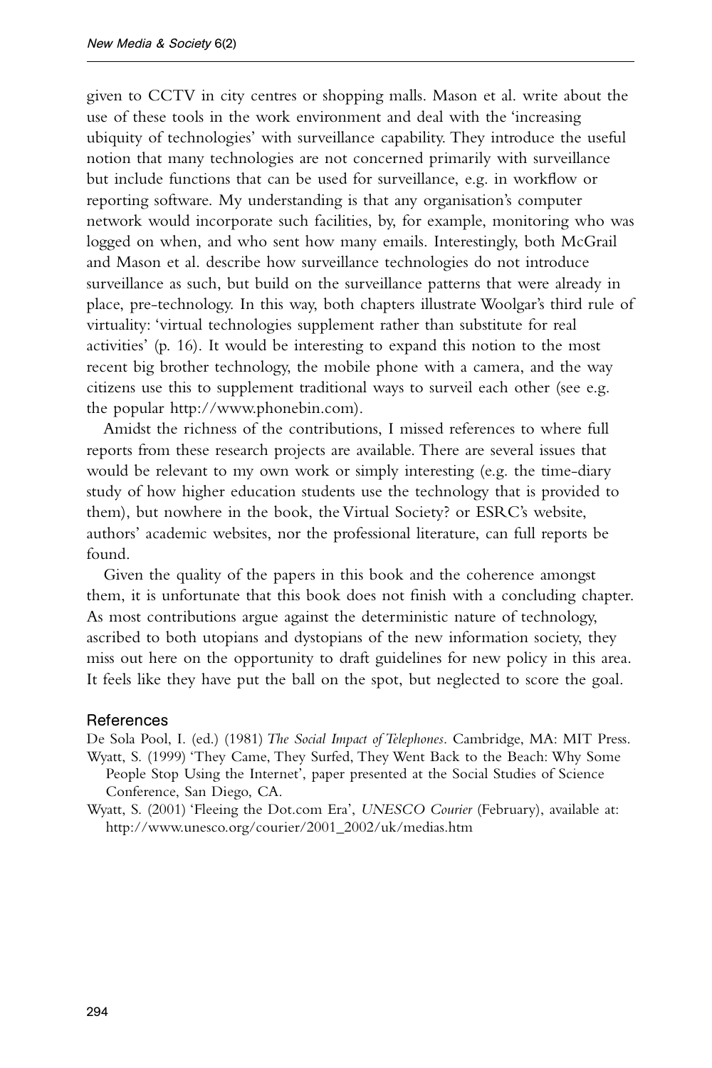given to CCTV in city centres or shopping malls. Mason et al. write about the use of these tools in the work environment and deal with the 'increasing ubiquity of technologies' with surveillance capability. They introduce the useful notion that many technologies are not concerned primarily with surveillance but include functions that can be used for surveillance, e.g. in workflow or reporting software. My understanding is that any organisation's computer network would incorporate such facilities, by, for example, monitoring who was logged on when, and who sent how many emails. Interestingly, both McGrail and Mason et al. describe how surveillance technologies do not introduce surveillance as such, but build on the surveillance patterns that were already in place, pre-technology. In this way, both chapters illustrate Woolgar's third rule of virtuality: 'virtual technologies supplement rather than substitute for real activities' (p. 16). It would be interesting to expand this notion to the most recent big brother technology, the mobile phone with a camera, and the way citizens use this to supplement traditional ways to surveil each other (see e.g. the popular http://www.phonebin.com).

Amidst the richness of the contributions, I missed references to where full reports from these research projects are available. There are several issues that would be relevant to my own work or simply interesting (e.g. the time-diary study of how higher education students use the technology that is provided to them), but nowhere in the book, the Virtual Society? or ESRC's website, authors' academic websites, nor the professional literature, can full reports be found.

Given the quality of the papers in this book and the coherence amongst them, it is unfortunate that this book does not finish with a concluding chapter. As most contributions argue against the deterministic nature of technology, ascribed to both utopians and dystopians of the new information society, they miss out here on the opportunity to draft guidelines for new policy in this area. It feels like they have put the ball on the spot, but neglected to score the goal.

## References

De Sola Pool, I. (ed.) (1981) *The Social Impact of Telephones*. Cambridge, MA: MIT Press.

Wyatt, S. (1999) 'They Came, They Surfed, They Went Back to the Beach: Why Some People Stop Using the Internet', paper presented at the Social Studies of Science Conference, San Diego, CA.

Wyatt, S. (2001) 'Fleeing the Dot.com Era', *UNESCO Courier* (February), available at: http://www.unesco.org/courier/2001_2002/uk/medias.htm